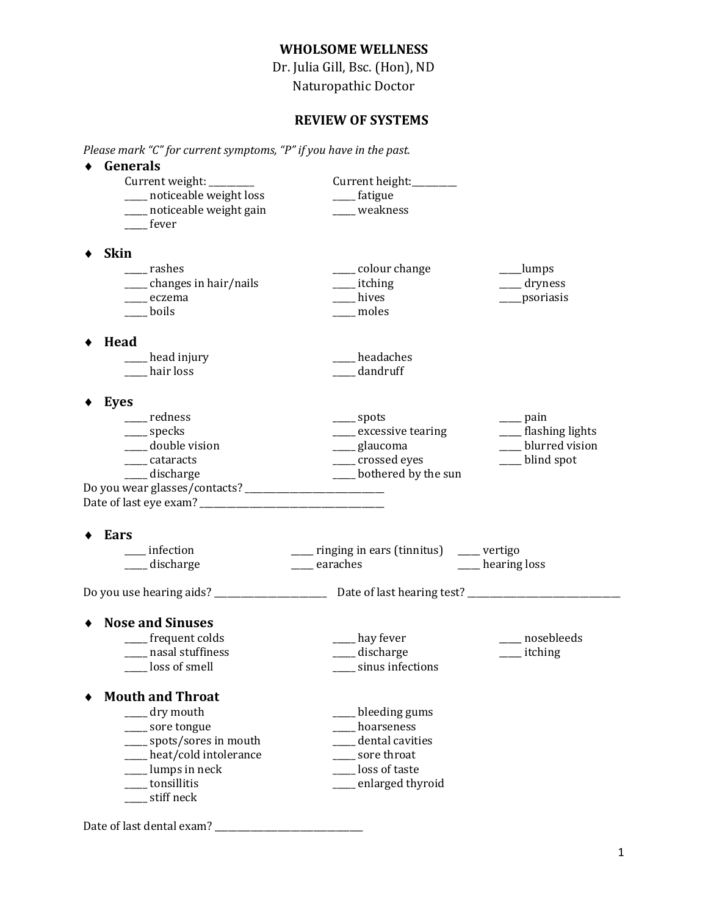**WHOLSOME WELLNESS**

Dr. Julia Gill, Bsc. (Hon), ND

Naturopathic Doctor

**REVIEW OF SYSTEMS**

*Please mark "C" for current symptoms, "P" if you have in the past.*

## ♦ Generals

Current weight: __________ Current height:__________

_____ noticeable weight loss
_____ fatigue
_____ noticeable weight gain
_____ weakness
_____ fever

## ♦ Skin

_____ rashes
_____ colour change
_____lumps
_____ changes in hair/nails
_____ itching
_____ dryness
_____ eczema
_____ hives
_____psoriasis
_____ boils
_____ moles

## ♦ Head

_____ head injury
_____ headaches
_____ hair loss
_____ dandruff

## ♦ Eyes

_____ redness
_____ spots
_____ pain
_____ specks
_____ excessive tearing
_____ flashing lights
_____ double vision
_____ glaucoma
_____ blurred vision
_____ cataracts
_____ crossed eyes
_____ blind spot
_____ discharge
_____ bothered by the sun

Do you wear glasses/contacts? ______________________________

Date of last eye exam? ________________________________________

## ♦ Ears

____ infection
_____ ringing in ears (tinnitus)
_____ vertigo
_____ discharge
_____ earaches
_____ hearing loss

Do you use hearing aids? ________________________ Date of last hearing test? _________________________________

## ♦ Nose and Sinuses

_____ frequent colds
_____ hay fever
_____ nosebleeds
_____ nasal stuffiness
_____ discharge
_____ itching
_____ loss of smell
_____ sinus infections

## ♦ Mouth and Throat

_____ dry mouth
_____ bleeding gums
_____ sore tongue
_____ hoarseness
_____ spots/sores in mouth
_____ dental cavities
_____ heat/cold intolerance
_____ sore throat
_____ lumps in neck
_____ loss of taste
_____ tonsillitis
_____ enlarged thyroid
_____ stiff neck

Date of last dental exam? _______________________________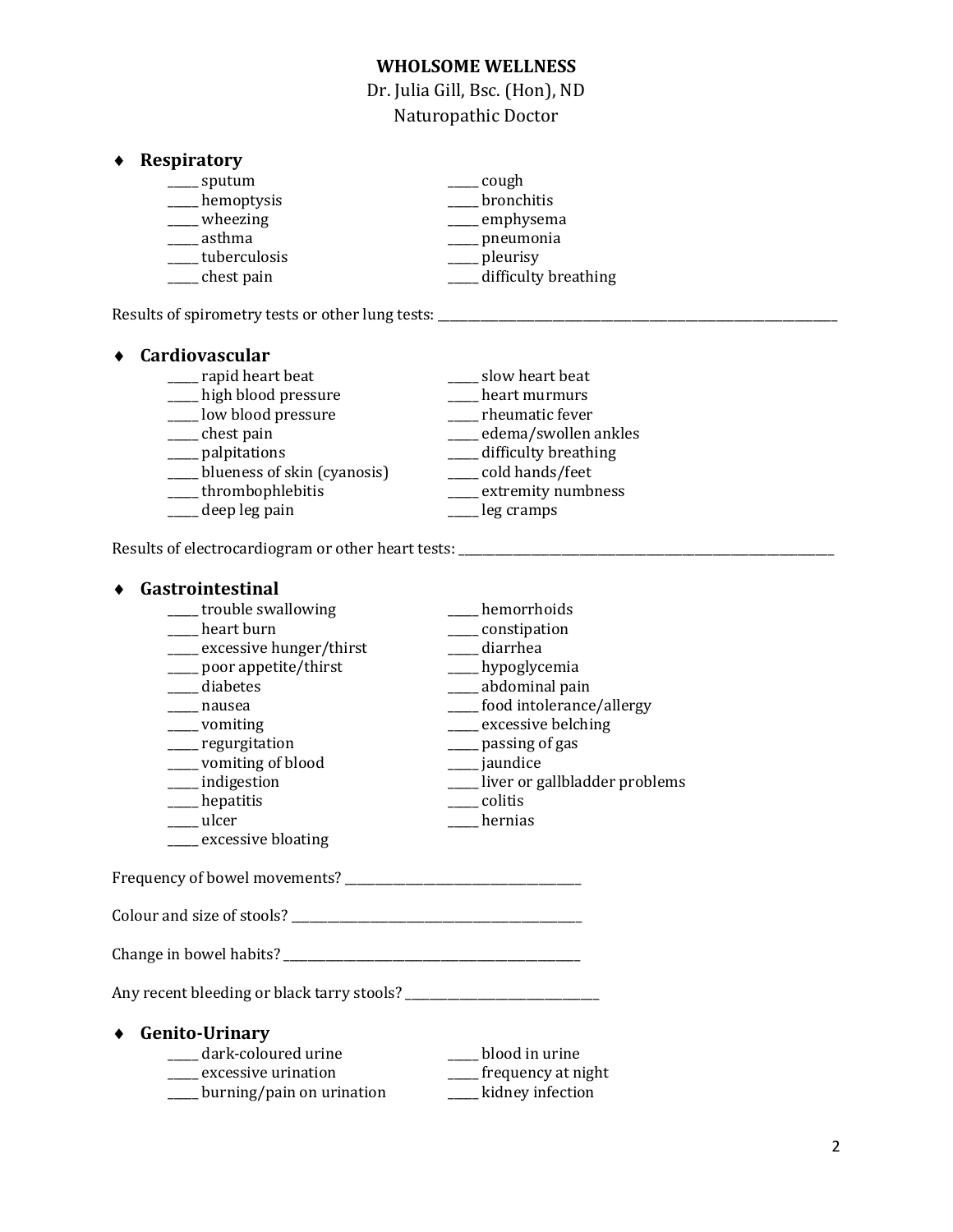**WHOLSOME WELLNESS**

Dr. Julia Gill, Bsc. (Hon), ND

Naturopathic Doctor

## Respiratory

_____ sputum
_____ cough
_____ hemoptysis
_____ bronchitis
_____ wheezing
_____ emphysema
_____ asthma
_____ pneumonia
_____ tuberculosis
_____ pleurisy
_____ chest pain
_____ difficulty breathing

Results of spirometry tests or other lung tests: _______________________________________________

## Cardiovascular

_____ rapid heart beat
_____ slow heart beat
_____ high blood pressure
_____ heart murmurs
_____ low blood pressure
_____ rheumatic fever
_____ chest pain
_____ edema/swollen ankles
_____ palpitations
_____ difficulty breathing
_____ blueness of skin (cyanosis)
_____ cold hands/feet
_____ thrombophlebitis
_____ extremity numbness
_____ deep leg pain
_____ leg cramps

Results of electrocardiogram or other heart tests: _______________________________________________

## Gastrointestinal

_____ trouble swallowing
_____ hemorrhoids
_____ heart burn
_____ constipation
_____ excessive hunger/thirst
_____ diarrhea
_____ poor appetite/thirst
_____ hypoglycemia
_____ diabetes
_____ abdominal pain
_____ nausea
_____ food intolerance/allergy
_____ vomiting
_____ excessive belching
_____ regurgitation
_____ passing of gas
_____ vomiting of blood
_____ jaundice
_____ indigestion
_____ liver or gallbladder problems
_____ hepatitis
_____ colitis
_____ ulcer
_____ hernias
_____ excessive bloating

Frequency of bowel movements? ____________________________

Colour and size of stools? ____________________________

Change in bowel habits? ____________________________

Any recent bleeding or black tarry stools? ______________________

## Genito-Urinary

_____ dark-coloured urine
_____ blood in urine
_____ excessive urination
_____ frequency at night
_____ burning/pain on urination
_____ kidney infection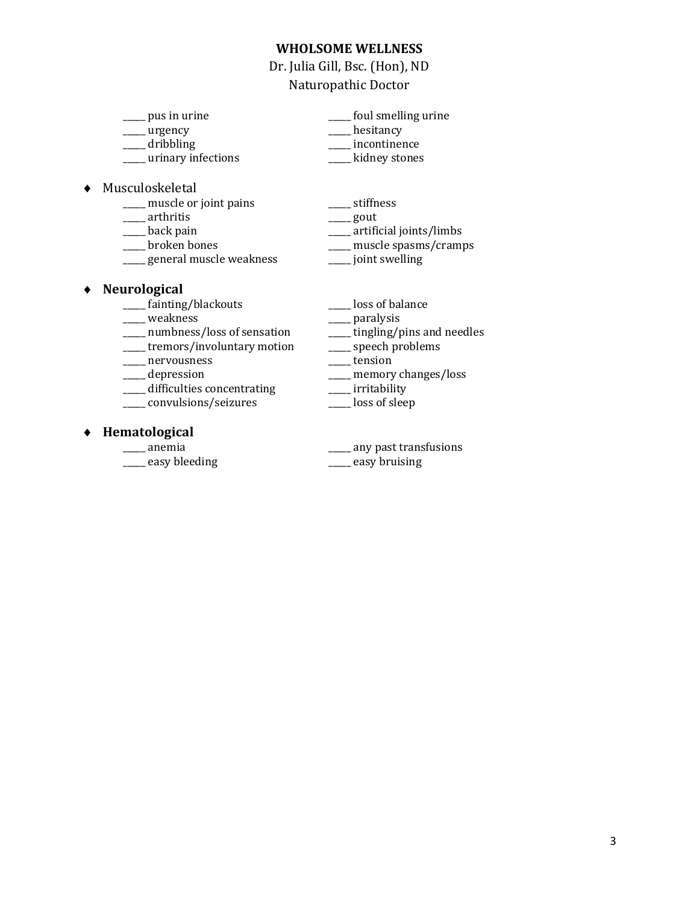**WHOLSOME WELLNESS**

Dr. Julia Gill, Bsc. (Hon), ND

Naturopathic Doctor

_____ pus in urine
_____ foul smelling urine
_____ urgency
_____ hesitancy
_____ dribbling
_____ incontinence
_____ urinary infections
_____ kidney stones

- Musculoskeletal

_____ muscle or joint pains
_____ stiffness
_____ arthritis
_____ gout
_____ back pain
_____ artificial joints/limbs
_____ broken bones
_____ muscle spasms/cramps
_____ general muscle weakness
_____ joint swelling

- **Neurological**

_____ fainting/blackouts
_____ loss of balance
_____ weakness
_____ paralysis
_____ numbness/loss of sensation
_____ tingling/pins and needles
_____ tremors/involuntary motion
_____ speech problems
_____ nervousness
_____ tension
_____ depression
_____ memory changes/loss
_____ difficulties concentrating
_____ irritability
_____ convulsions/seizures
_____ loss of sleep

- **Hematological**

_____ anemia
_____ any past transfusions
_____ easy bleeding
_____ easy bruising